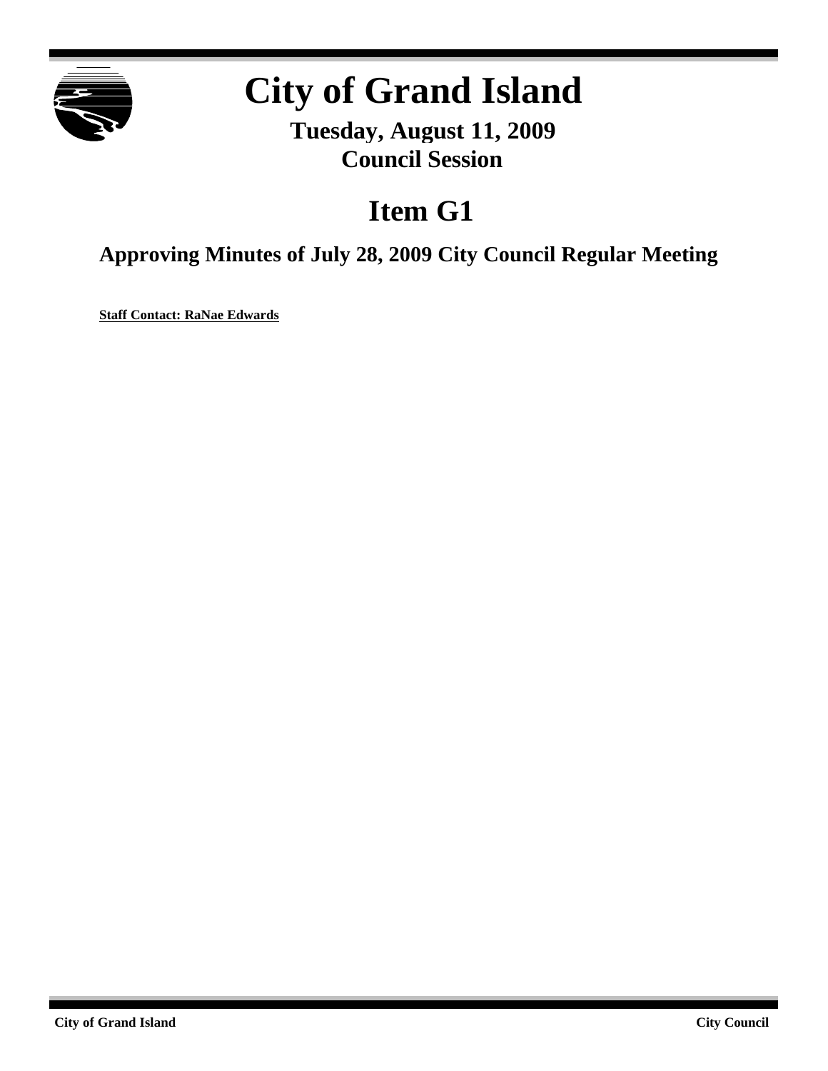# City of Grand Island

**Tuesday, August 11, 2009**
**Council Session**

## Item G1

### Approving Minutes of July 28, 2009 City Council Regular Meeting

**Staff Contact: RaNae Edwards**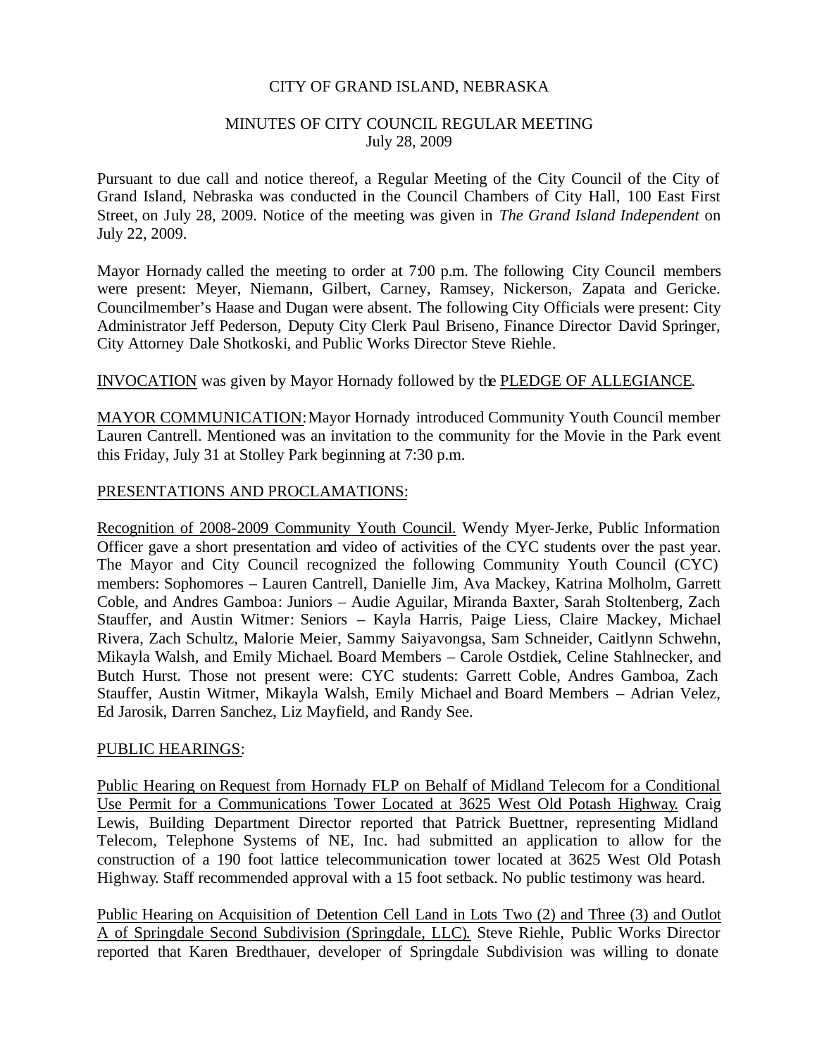CITY OF GRAND ISLAND, NEBRASKA

MINUTES OF CITY COUNCIL REGULAR MEETING
July 28, 2009

Pursuant to due call and notice thereof, a Regular Meeting of the City Council of the City of Grand Island, Nebraska was conducted in the Council Chambers of City Hall, 100 East First Street, on July 28, 2009. Notice of the meeting was given in *The Grand Island Independent* on July 22, 2009.

Mayor Hornady called the meeting to order at 7:00 p.m. The following City Council members were present: Meyer, Niemann, Gilbert, Carney, Ramsey, Nickerson, Zapata and Gericke. Councilmember's Haase and Dugan were absent. The following City Officials were present: City Administrator Jeff Pederson, Deputy City Clerk Paul Briseno, Finance Director David Springer, City Attorney Dale Shotkoski, and Public Works Director Steve Riehle.

INVOCATION was given by Mayor Hornady followed by the PLEDGE OF ALLEGIANCE.

MAYOR COMMUNICATION: Mayor Hornady introduced Community Youth Council member Lauren Cantrell. Mentioned was an invitation to the community for the Movie in the Park event this Friday, July 31 at Stolley Park beginning at 7:30 p.m.

PRESENTATIONS AND PROCLAMATIONS:

Recognition of 2008-2009 Community Youth Council. Wendy Myer-Jerke, Public Information Officer gave a short presentation and video of activities of the CYC students over the past year. The Mayor and City Council recognized the following Community Youth Council (CYC) members: Sophomores – Lauren Cantrell, Danielle Jim, Ava Mackey, Katrina Molholm, Garrett Coble, and Andres Gamboa: Juniors – Audie Aguilar, Miranda Baxter, Sarah Stoltenberg, Zach Stauffer, and Austin Witmer: Seniors – Kayla Harris, Paige Liess, Claire Mackey, Michael Rivera, Zach Schultz, Malorie Meier, Sammy Saiyavongsa, Sam Schneider, Caitlynn Schwehn, Mikayla Walsh, and Emily Michael. Board Members – Carole Ostdiek, Celine Stahlnecker, and Butch Hurst. Those not present were: CYC students: Garrett Coble, Andres Gamboa, Zach Stauffer, Austin Witmer, Mikayla Walsh, Emily Michael and Board Members – Adrian Velez, Ed Jarosik, Darren Sanchez, Liz Mayfield, and Randy See.

PUBLIC HEARINGS:

Public Hearing on Request from Hornady FLP on Behalf of Midland Telecom for a Conditional Use Permit for a Communications Tower Located at 3625 West Old Potash Highway. Craig Lewis, Building Department Director reported that Patrick Buettner, representing Midland Telecom, Telephone Systems of NE, Inc. had submitted an application to allow for the construction of a 190 foot lattice telecommunication tower located at 3625 West Old Potash Highway. Staff recommended approval with a 15 foot setback. No public testimony was heard.

Public Hearing on Acquisition of Detention Cell Land in Lots Two (2) and Three (3) and Outlot A of Springdale Second Subdivision (Springdale, LLC). Steve Riehle, Public Works Director reported that Karen Bredthauer, developer of Springdale Subdivision was willing to donate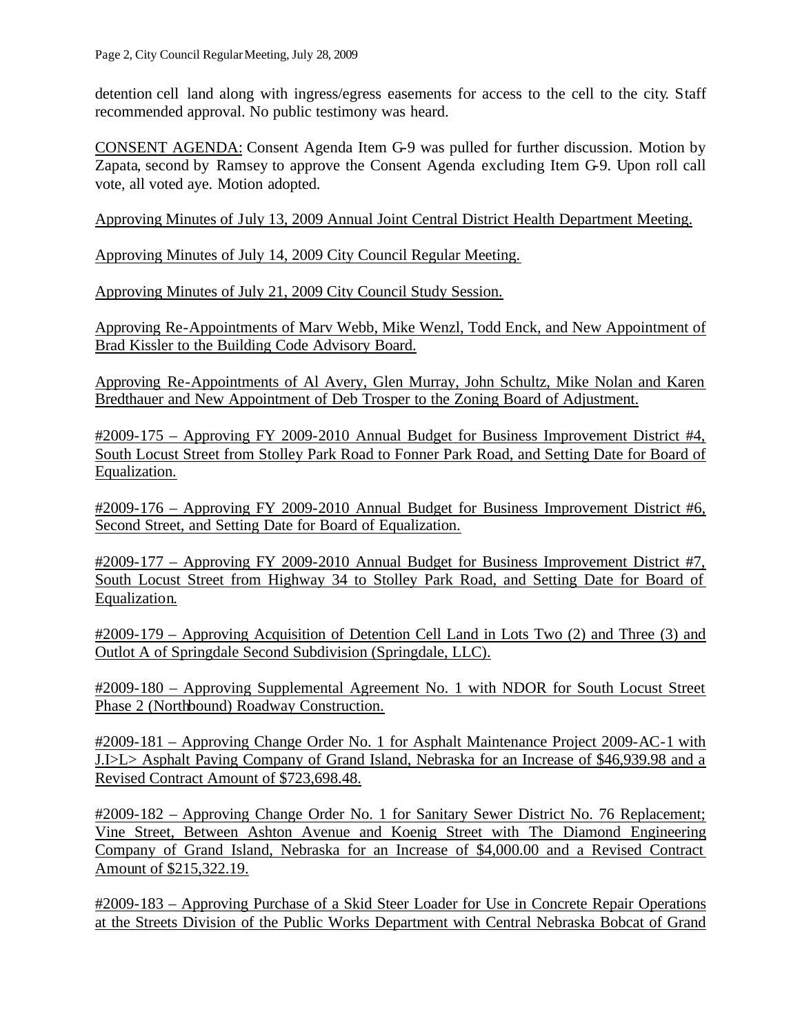detention cell land along with ingress/egress easements for access to the cell to the city. Staff recommended approval. No public testimony was heard.

CONSENT AGENDA: Consent Agenda Item G-9 was pulled for further discussion. Motion by Zapata, second by Ramsey to approve the Consent Agenda excluding Item G-9. Upon roll call vote, all voted aye. Motion adopted.

Approving Minutes of July 13, 2009 Annual Joint Central District Health Department Meeting.

Approving Minutes of July 14, 2009 City Council Regular Meeting.

Approving Minutes of July 21, 2009 City Council Study Session.

Approving Re-Appointments of Marv Webb, Mike Wenzl, Todd Enck, and New Appointment of Brad Kissler to the Building Code Advisory Board.

Approving Re-Appointments of Al Avery, Glen Murray, John Schultz, Mike Nolan and Karen Bredthauer and New Appointment of Deb Trosper to the Zoning Board of Adjustment.

#2009-175 – Approving FY 2009-2010 Annual Budget for Business Improvement District #4, South Locust Street from Stolley Park Road to Fonner Park Road, and Setting Date for Board of Equalization.

#2009-176 – Approving FY 2009-2010 Annual Budget for Business Improvement District #6, Second Street, and Setting Date for Board of Equalization.

#2009-177 – Approving FY 2009-2010 Annual Budget for Business Improvement District #7, South Locust Street from Highway 34 to Stolley Park Road, and Setting Date for Board of Equalization.

#2009-179 – Approving Acquisition of Detention Cell Land in Lots Two (2) and Three (3) and Outlot A of Springdale Second Subdivision (Springdale, LLC).

#2009-180 – Approving Supplemental Agreement No. 1 with NDOR for South Locust Street Phase 2 (Northbound) Roadway Construction.

#2009-181 – Approving Change Order No. 1 for Asphalt Maintenance Project 2009-AC-1 with J.I>L> Asphalt Paving Company of Grand Island, Nebraska for an Increase of $46,939.98 and a Revised Contract Amount of $723,698.48.

#2009-182 – Approving Change Order No. 1 for Sanitary Sewer District No. 76 Replacement; Vine Street, Between Ashton Avenue and Koenig Street with The Diamond Engineering Company of Grand Island, Nebraska for an Increase of $4,000.00 and a Revised Contract Amount of $215,322.19.

#2009-183 – Approving Purchase of a Skid Steer Loader for Use in Concrete Repair Operations at the Streets Division of the Public Works Department with Central Nebraska Bobcat of Grand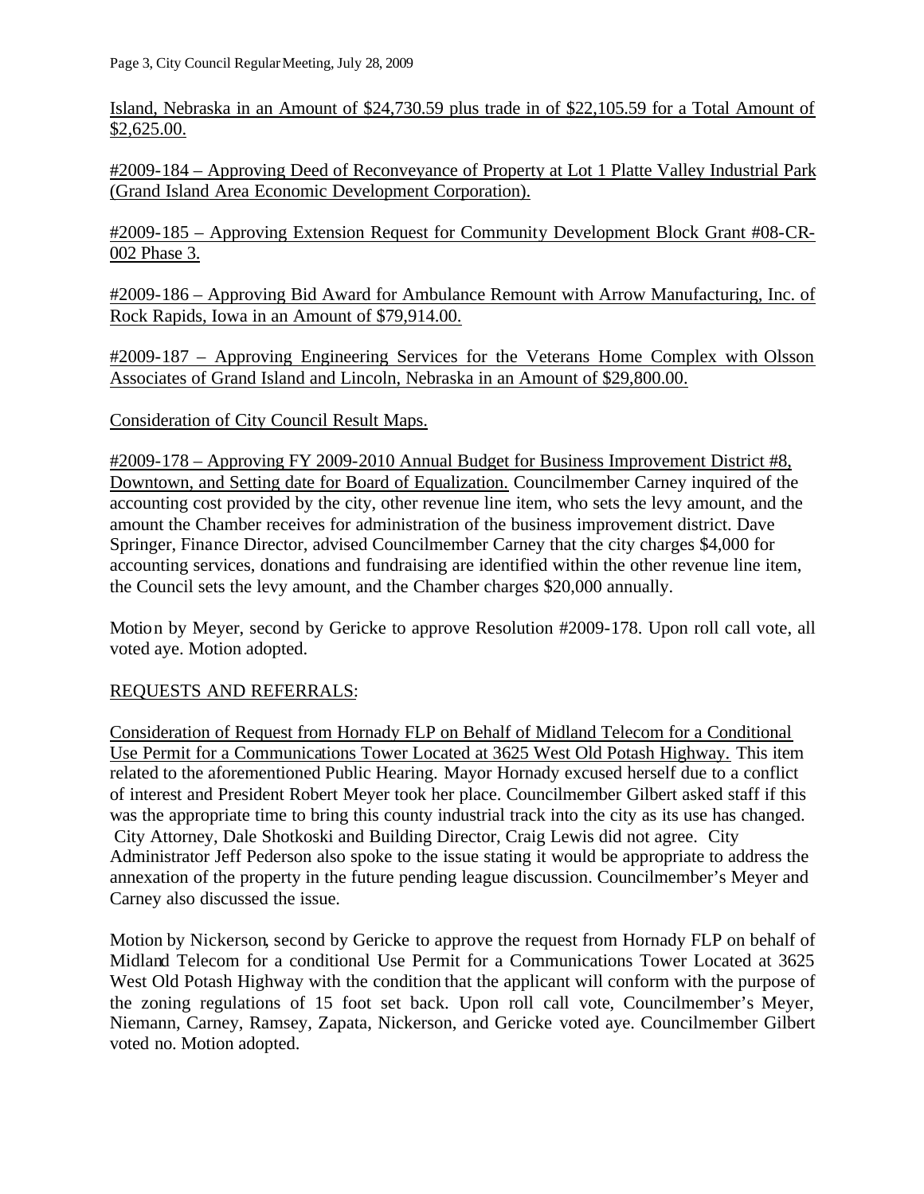Island, Nebraska in an Amount of $24,730.59 plus trade in of $22,105.59 for a Total Amount of $2,625.00.

#2009-184 – Approving Deed of Reconveyance of Property at Lot 1 Platte Valley Industrial Park (Grand Island Area Economic Development Corporation).

#2009-185 – Approving Extension Request for Community Development Block Grant #08-CR-002 Phase 3.

#2009-186 – Approving Bid Award for Ambulance Remount with Arrow Manufacturing, Inc. of Rock Rapids, Iowa in an Amount of $79,914.00.

#2009-187 – Approving Engineering Services for the Veterans Home Complex with Olsson Associates of Grand Island and Lincoln, Nebraska in an Amount of $29,800.00.

Consideration of City Council Result Maps.

#2009-178 – Approving FY 2009-2010 Annual Budget for Business Improvement District #8, Downtown, and Setting date for Board of Equalization. Councilmember Carney inquired of the accounting cost provided by the city, other revenue line item, who sets the levy amount, and the amount the Chamber receives for administration of the business improvement district. Dave Springer, Finance Director, advised Councilmember Carney that the city charges $4,000 for accounting services, donations and fundraising are identified within the other revenue line item, the Council sets the levy amount, and the Chamber charges $20,000 annually.

Motion by Meyer, second by Gericke to approve Resolution #2009-178. Upon roll call vote, all voted aye. Motion adopted.

REQUESTS AND REFERRALS:

Consideration of Request from Hornady FLP on Behalf of Midland Telecom for a Conditional Use Permit for a Communications Tower Located at 3625 West Old Potash Highway. This item related to the aforementioned Public Hearing. Mayor Hornady excused herself due to a conflict of interest and President Robert Meyer took her place. Councilmember Gilbert asked staff if this was the appropriate time to bring this county industrial track into the city as its use has changed. City Attorney, Dale Shotkoski and Building Director, Craig Lewis did not agree. City Administrator Jeff Pederson also spoke to the issue stating it would be appropriate to address the annexation of the property in the future pending league discussion. Councilmember's Meyer and Carney also discussed the issue.

Motion by Nickerson, second by Gericke to approve the request from Hornady FLP on behalf of Midland Telecom for a conditional Use Permit for a Communications Tower Located at 3625 West Old Potash Highway with the condition that the applicant will conform with the purpose of the zoning regulations of 15 foot set back. Upon roll call vote, Councilmember's Meyer, Niemann, Carney, Ramsey, Zapata, Nickerson, and Gericke voted aye. Councilmember Gilbert voted no. Motion adopted.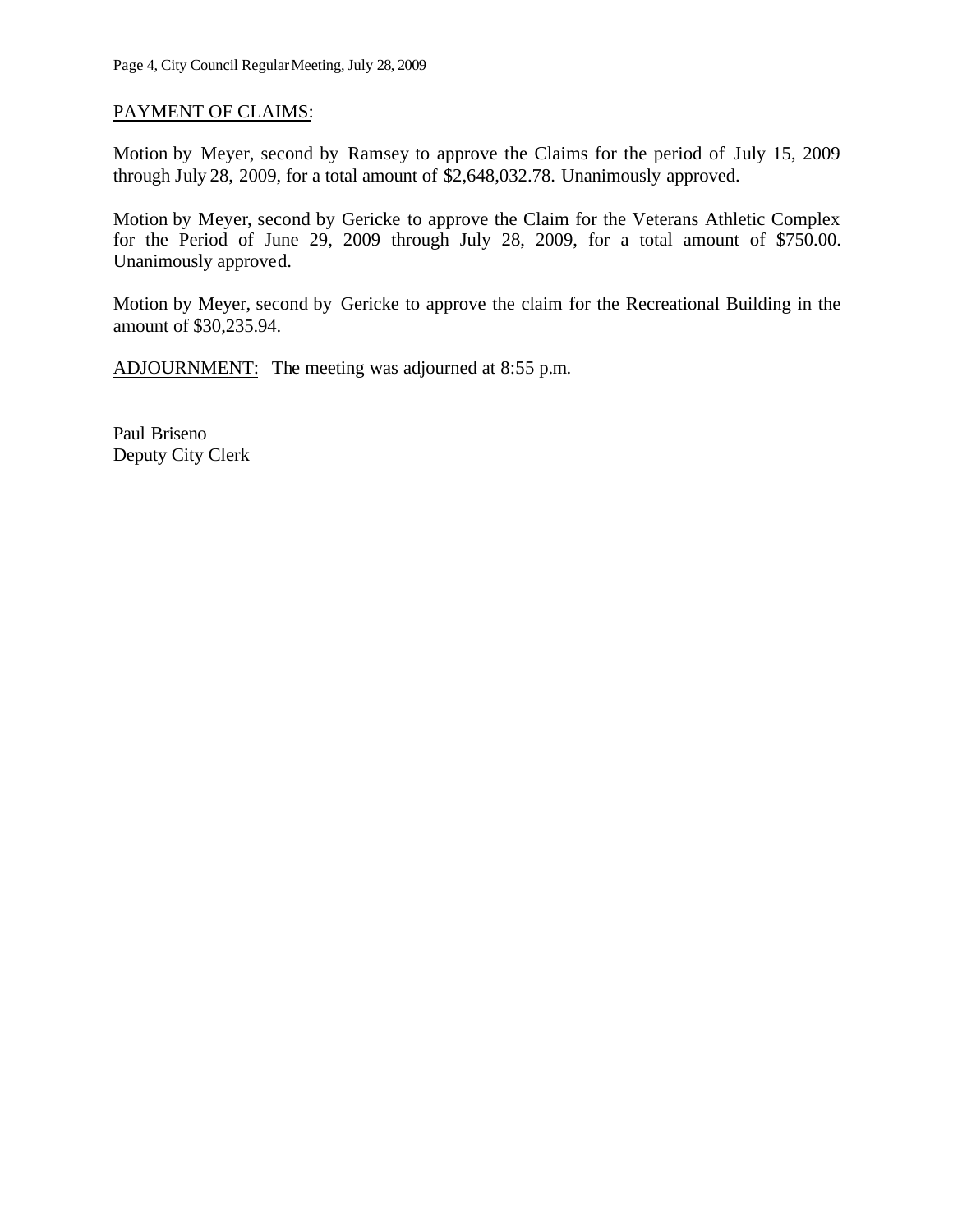PAYMENT OF CLAIMS:

Motion by Meyer, second by Ramsey to approve the Claims for the period of July 15, 2009 through July 28, 2009, for a total amount of $2,648,032.78. Unanimously approved.

Motion by Meyer, second by Gericke to approve the Claim for the Veterans Athletic Complex for the Period of June 29, 2009 through July 28, 2009, for a total amount of $750.00. Unanimously approved.

Motion by Meyer, second by Gericke to approve the claim for the Recreational Building in the amount of $30,235.94.

ADJOURNMENT: The meeting was adjourned at 8:55 p.m.

Paul Briseno
Deputy City Clerk